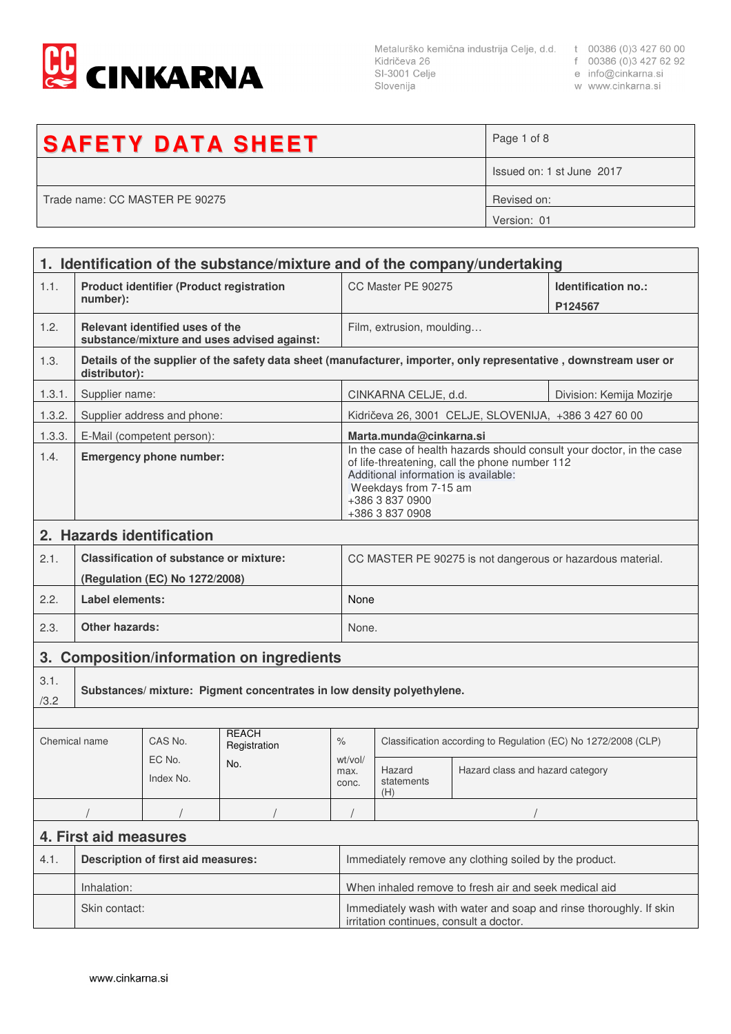CINKARNA

Metalurško kemična industrija Celje, d.d.
Kidričeva 26
SI-3001 Celje
Slovenija

t 00386 (0)3 427 60 00
f 00386 (0)3 427 62 92
e info@cinkarna.si
w www.cinkarna.si

| **SAFETY DATA SHEET** | Page 1 of 8 |
|---|---|
| | Issued on: 1 st June 2017 |
| Trade name: CC MASTER PE 90275 | Revised on: |
| | Version: 01 |

## 1. Identification of the substance/mixture and of the company/undertaking

| | | | |
|---|---|---|---|
| 1.1. | **Product identifier (Product registration number):** | CC Master PE 90275 | **Identification no.: P124567** |
| 1.2. | **Relevant identified uses of the substance/mixture and uses advised against:** | Film, extrusion, moulding… | |
| 1.3. | **Details of the supplier of the safety data sheet (manufacturer, importer, only representative , downstream user or distributor):** | | |
| 1.3.1. | Supplier name: | CINKARNA CELJE, d.d. | Division: Kemija Mozirje |
| 1.3.2. | Supplier address and phone: | Kidričeva 26, 3001 CELJE, SLOVENIJA, +386 3 427 60 00 | |
| 1.3.3. | E-Mail (competent person): | **Marta.munda@cinkarna.si** | |
| 1.4. | **Emergency phone number:** | In the case of health hazards should consult your doctor, in the case of life-threatening, call the phone number 112<br>Additional information is available:<br>Weekdays from 7-15 am<br>+386 3 837 0900<br>+386 3 837 0908 | |

## 2. Hazards identification

| | | |
|---|---|---|
| 2.1. | **Classification of substance or mixture:**<br>**(Regulation (EC) No 1272/2008)** | CC MASTER PE 90275 is not dangerous or hazardous material. |
| 2.2. | **Label elements:** | None |
| 2.3. | **Other hazards:** | None. |

## 3. Composition/information on ingredients

3.1./3.2 **Substances/ mixture: Pigment concentrates in low density polyethylene.**

| Chemical name | CAS No.<br>EC No.<br>Index No. | REACH Registration No. | %<br>wt/vol/ max. conc. | Classification according to Regulation (EC) No 1272/2008 (CLP) | |
|---|---|---|---|---|---|
| | | | | Hazard statements (H) | Hazard class and hazard category |
| / | / | / | / | / | |

## 4. First aid measures

| | | |
|---|---|---|
| 4.1. | **Description of first aid measures:** | Immediately remove any clothing soiled by the product. |
| | Inhalation: | When inhaled remove to fresh air and seek medical aid |
| | Skin contact: | Immediately wash with water and soap and rinse thoroughly. If skin irritation continues, consult a doctor. |

www.cinkarna.si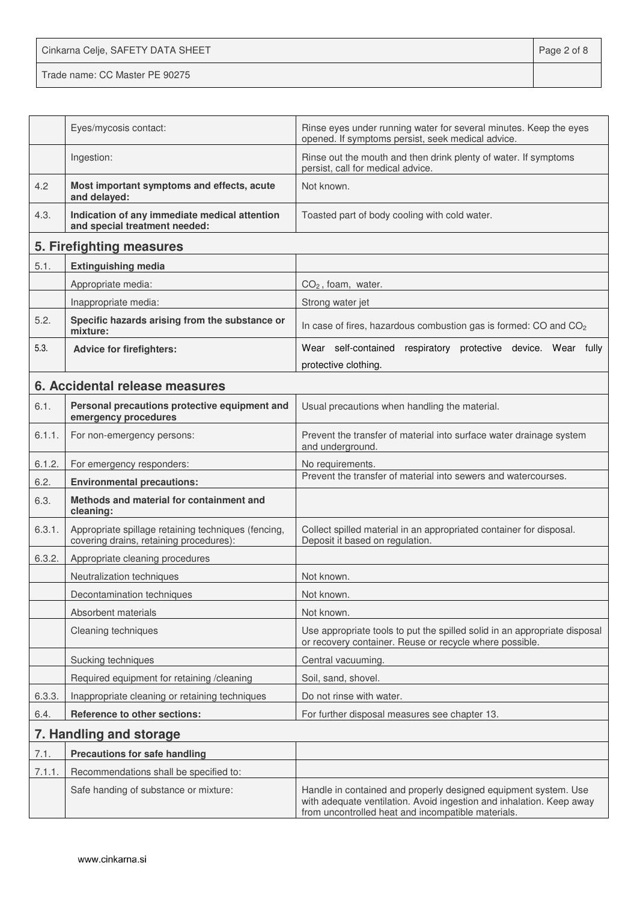| | | |
|---|---|---|
| | Eyes/mycosis contact: | Rinse eyes under running water for several minutes. Keep the eyes opened. If symptoms persist, seek medical advice. |
| | Ingestion: | Rinse out the mouth and then drink plenty of water. If symptoms persist, call for medical advice. |
| 4.2 | **Most important symptoms and effects, acute and delayed:** | Not known. |
| 4.3. | **Indication of any immediate medical attention and special treatment needed:** | Toasted part of body cooling with cold water. |

## 5. Firefighting measures

| | | |
|---|---|---|
| 5.1. | **Extinguishing media** | |
| | Appropriate media: | $CO_2$, foam, water. |
| | Inappropriate media: | Strong water jet |
| 5.2. | **Specific hazards arising from the substance or mixture:** | In case of fires, hazardous combustion gas is formed: CO and $CO_2$ |
| 5.3. | **Advice for firefighters:** | Wear self-contained respiratory protective device. Wear fully protective clothing. |

## 6. Accidental release measures

| | | |
|---|---|---|
| 6.1. | **Personal precautions protective equipment and emergency procedures** | Usual precautions when handling the material. |
| 6.1.1. | For non-emergency persons: | Prevent the transfer of material into surface water drainage system and underground. |
| 6.1.2. | For emergency responders: | No requirements. |
| 6.2. | **Environmental precautions:** | Prevent the transfer of material into sewers and watercourses. |
| 6.3. | **Methods and material for containment and cleaning:** | |
| 6.3.1. | Appropriate spillage retaining techniques (fencing, covering drains, retaining procedures): | Collect spilled material in an appropriated container for disposal. Deposit it based on regulation. |
| 6.3.2. | Appropriate cleaning procedures | |
| | Neutralization techniques | Not known. |
| | Decontamination techniques | Not known. |
| | Absorbent materials | Not known. |
| | Cleaning techniques | Use appropriate tools to put the spilled solid in an appropriate disposal or recovery container. Reuse or recycle where possible. |
| | Sucking techniques | Central vacuuming. |
| | Required equipment for retaining /cleaning | Soil, sand, shovel. |
| 6.3.3. | Inappropriate cleaning or retaining techniques | Do not rinse with water. |
| 6.4. | **Reference to other sections:** | For further disposal measures see chapter 13. |

## 7. Handling and storage

| | | |
|---|---|---|
| 7.1. | **Precautions for safe handling** | |
| 7.1.1. | Recommendations shall be specified to: | |
| | Safe handing of substance or mixture: | Handle in contained and properly designed equipment system. Use with adequate ventilation. Avoid ingestion and inhalation. Keep away from uncontrolled heat and incompatible materials. |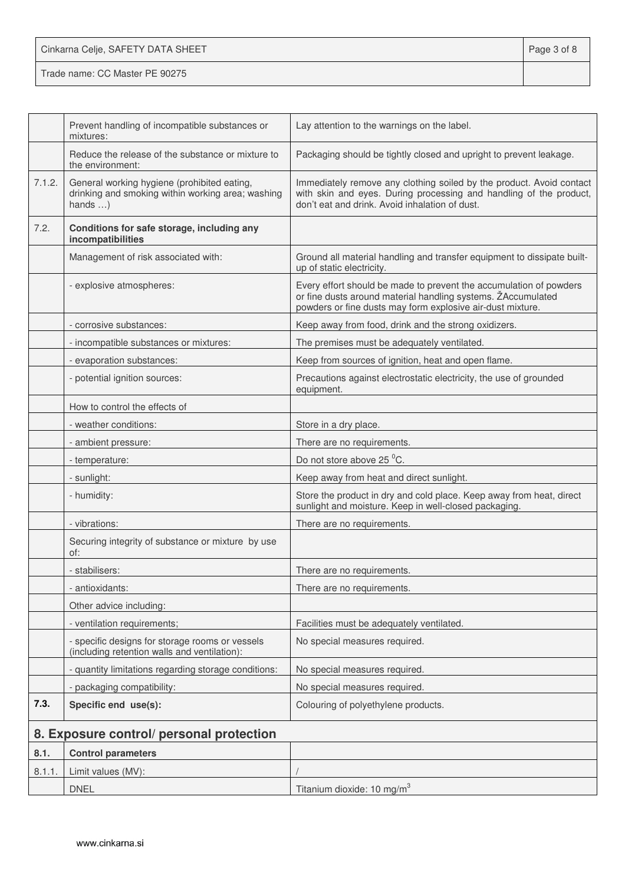| | | |
|---|---|---|
| | Prevent handling of incompatible substances or mixtures: | Lay attention to the warnings on the label. |
| | Reduce the release of the substance or mixture to the environment: | Packaging should be tightly closed and upright to prevent leakage. |
| 7.1.2. | General working hygiene (prohibited eating, drinking and smoking within working area; washing hands …) | Immediately remove any clothing soiled by the product. Avoid contact with skin and eyes. During processing and handling of the product, don't eat and drink. Avoid inhalation of dust. |
| 7.2. | **Conditions for safe storage, including any incompatibilities** | |
| | Management of risk associated with: | Ground all material handling and transfer equipment to dissipate built-up of static electricity. |
| | - explosive atmospheres: | Every effort should be made to prevent the accumulation of powders or fine dusts around material handling systems. ŽAccumulated powders or fine dusts may form explosive air-dust mixture. |
| | - corrosive substances: | Keep away from food, drink and the strong oxidizers. |
| | - incompatible substances or mixtures: | The premises must be adequately ventilated. |
| | - evaporation substances: | Keep from sources of ignition, heat and open flame. |
| | - potential ignition sources: | Precautions against electrostatic electricity, the use of grounded equipment. |
| | How to control the effects of | |
| | - weather conditions: | Store in a dry place. |
| | - ambient pressure: | There are no requirements. |
| | - temperature: | Do not store above 25 $^0$C. |
| | - sunlight: | Keep away from heat and direct sunlight. |
| | - humidity: | Store the product in dry and cold place. Keep away from heat, direct sunlight and moisture. Keep in well-closed packaging. |
| | - vibrations: | There are no requirements. |
| | Securing integrity of substance or mixture by use of: | |
| | - stabilisers: | There are no requirements. |
| | - antioxidants: | There are no requirements. |
| | Other advice including: | |
| | - ventilation requirements; | Facilities must be adequately ventilated. |
| | - specific designs for storage rooms or vessels (including retention walls and ventilation): | No special measures required. |
| | - quantity limitations regarding storage conditions: | No special measures required. |
| | - packaging compatibility: | No special measures required. |
| **7.3.** | **Specific end use(s):** | Colouring of polyethylene products. |

## 8. Exposure control/ personal protection

| | | |
|---|---|---|
| **8.1.** | **Control parameters** | |
| 8.1.1. | Limit values (MV): | / |
| | DNEL | Titanium dioxide: 10 mg/m$^3$ |

www.cinkarna.si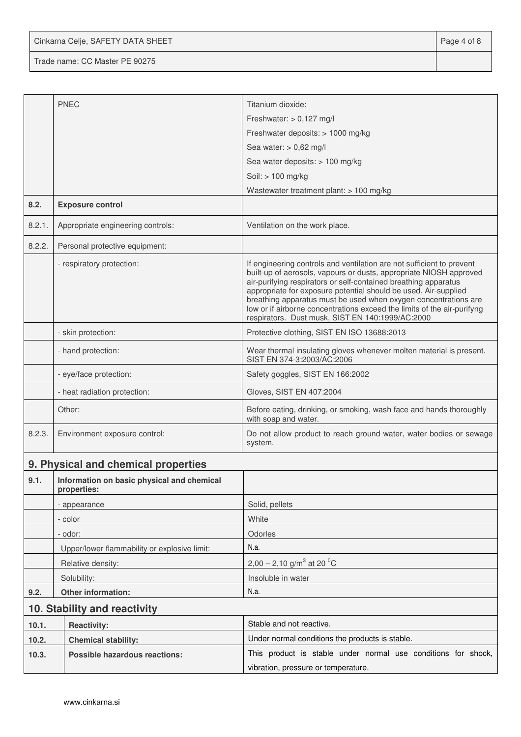| | | |
|---|---|---|
| | PNEC | Titanium dioxide:<br>Freshwater: > 0,127 mg/l<br>Freshwater deposits: > 1000 mg/kg<br>Sea water: > 0,62 mg/l<br>Sea water deposits: > 100 mg/kg<br>Soil: > 100 mg/kg<br>Wastewater treatment plant: > 100 mg/kg |
| **8.2.** | **Exposure control** | |
| 8.2.1. | Appropriate engineering controls: | Ventilation on the work place. |
| 8.2.2. | Personal protective equipment: | |
| | - respiratory protection: | If engineering controls and ventilation are not sufficient to prevent built-up of aerosols, vapours or dusts, appropriate NIOSH approved air-purifying respirators or self-contained breathing apparatus appropriate for exposure potential should be used. Air-supplied breathing apparatus must be used when oxygen concentrations are low or if airborne concentrations exceed the limits of the air-purifyng respirators. Dust musk, SIST EN 140:1999/AC:2000 |
| | - skin protection: | Protective clothing, SIST EN ISO 13688:2013 |
| | - hand protection: | Wear thermal insulating gloves whenever molten material is present. SIST EN 374-3:2003/AC:2006 |
| | - eye/face protection: | Safety goggles, SIST EN 166:2002 |
| | - heat radiation protection: | Gloves, SIST EN 407:2004 |
| | Other: | Before eating, drinking, or smoking, wash face and hands thoroughly with soap and water. |
| 8.2.3. | Environment exposure control: | Do not allow product to reach ground water, water bodies or sewage system. |

## 9. Physical and chemical properties

| | | |
|---|---|---|
| **9.1.** | **Information on basic physical and chemical properties:** | |
| | - appearance | Solid, pellets |
| | - color | White |
| | - odor: | Odorles |
| | Upper/lower flammability or explosive limit: | N.a. |
| | Relative density: | 2,00 – 2,10 g/m$^3$ at 20 $^0$C |
| | Solubility: | Insoluble in water |
| **9.2.** | **Other information:** | N.a. |

## 10. Stability and reactivity

| | | |
|---|---|---|
| **10.1.** | **Reactivity:** | Stable and not reactive. |
| **10.2.** | **Chemical stability:** | Under normal conditions the products is stable. |
| **10.3.** | **Possible hazardous reactions:** | This product is stable under normal use conditions for shock, vibration, pressure or temperature. |

www.cinkarna.si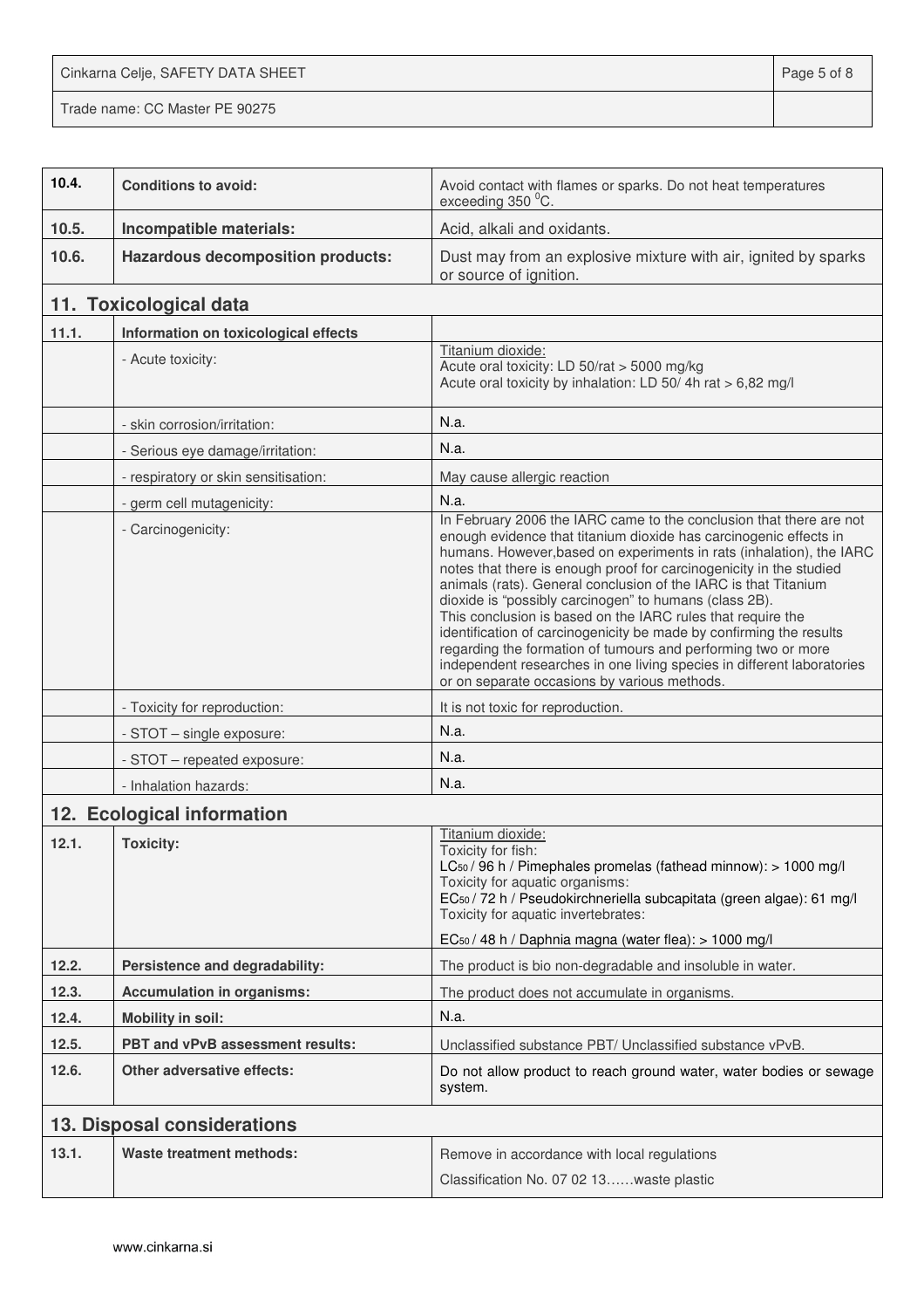| 10.4. | Conditions to avoid: | Avoid contact with flames or sparks. Do not heat temperatures exceeding 350 $^0$C. |
|---|---|---|
| 10.5. | Incompatible materials: | Acid, alkali and oxidants. |
| 10.6. | Hazardous decomposition products: | Dust may from an explosive mixture with air, ignited by sparks or source of ignition. |

## 11. Toxicological data

| 11.1. | Information on toxicological effects | |
|---|---|---|
| | - Acute toxicity: | Titanium dioxide:<br>Acute oral toxicity: LD 50/rat > 5000 mg/kg<br>Acute oral toxicity by inhalation: LD 50/ 4h rat > 6,82 mg/l |
| | - skin corrosion/irritation: | N.a. |
| | - Serious eye damage/irritation: | N.a. |
| | - respiratory or skin sensitisation: | May cause allergic reaction |
| | - germ cell mutagenicity: | N.a. |
| | - Carcinogenicity: | In February 2006 the IARC came to the conclusion that there are not enough evidence that titanium dioxide has carcinogenic effects in humans. However,based on experiments in rats (inhalation), the IARC notes that there is enough proof for carcinogenicity in the studied animals (rats). General conclusion of the IARC is that Titanium dioxide is "possibly carcinogen" to humans (class 2B).<br>This conclusion is based on the IARC rules that require the identification of carcinogenicity be made by confirming the results regarding the formation of tumours and performing two or more independent researches in one living species in different laboratories or on separate occasions by various methods. |
| | - Toxicity for reproduction: | It is not toxic for reproduction. |
| | - STOT – single exposure: | N.a. |
| | - STOT – repeated exposure: | N.a. |
| | - Inhalation hazards: | N.a. |

## 12. Ecological information

| 12.1. | Toxicity: | Titanium dioxide:<br>Toxicity for fish:<br>$LC_{50}$ / 96 h / Pimephales promelas (fathead minnow): > 1000 mg/l<br>Toxicity for aquatic organisms:<br>$EC_{50}$ / 72 h / Pseudokirchneriella subcapitata (green algae): 61 mg/l<br>Toxicity for aquatic invertebrates:<br>$EC_{50}$ / 48 h / Daphnia magna (water flea): > 1000 mg/l |
|---|---|---|
| 12.2. | Persistence and degradability: | The product is bio non-degradable and insoluble in water. |
| 12.3. | Accumulation in organisms: | The product does not accumulate in organisms. |
| 12.4. | Mobility in soil: | N.a. |
| 12.5. | PBT and vPvB assessment results: | Unclassified substance PBT/ Unclassified substance vPvB. |
| 12.6. | Other adversative effects: | Do not allow product to reach ground water, water bodies or sewage system. |

## 13. Disposal considerations

| 13.1. | Waste treatment methods: | Remove in accordance with local regulations<br>Classification No. 07 02 13……waste plastic |
|---|---|---|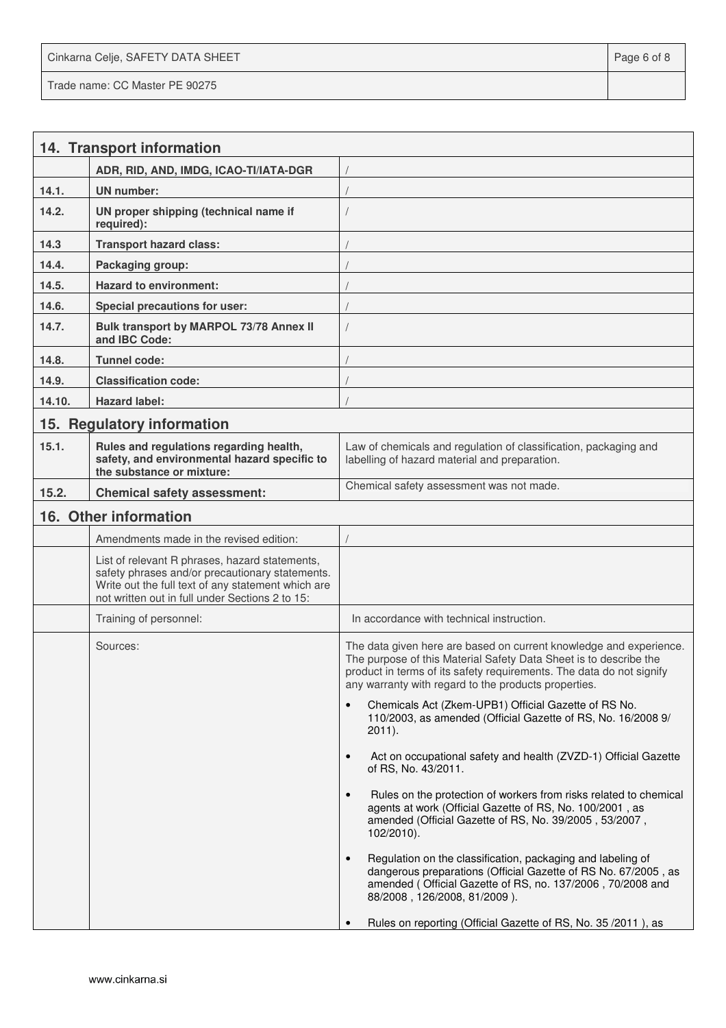| 14. Transport information | | |
|---|---|---|
| | ADR, RID, AND, IMDG, ICAO-TI/IATA-DGR | / |
| 14.1. | UN number: | / |
| 14.2. | UN proper shipping (technical name if required): | / |
| 14.3 | Transport hazard class: | / |
| 14.4. | Packaging group: | / |
| 14.5. | Hazard to environment: | / |
| 14.6. | Special precautions for user: | / |
| 14.7. | Bulk transport by MARPOL 73/78 Annex II and IBC Code: | / |
| 14.8. | Tunnel code: | / |
| 14.9. | Classification code: | / |
| 14.10. | Hazard label: | / |

| 15. Regulatory information | | |
|---|---|---|
| 15.1. | Rules and regulations regarding health, safety, and environmental hazard specific to the substance or mixture: | Law of chemicals and regulation of classification, packaging and labelling of hazard material and preparation. |
| 15.2. | Chemical safety assessment: | Chemical safety assessment was not made. |

| 16. Other information | | |
|---|---|---|
| | Amendments made in the revised edition: | / |
| | List of relevant R phrases, hazard statements, safety phrases and/or precautionary statements. Write out the full text of any statement which are not written out in full under Sections 2 to 15: | |
| | Training of personnel: | In accordance with technical instruction. |
| | Sources: | The data given here are based on current knowledge and experience. The purpose of this Material Safety Data Sheet is to describe the product in terms of its safety requirements. The data do not signify any warranty with regard to the products properties.<br>• Chemicals Act (Zkem-UPB1) Official Gazette of RS No. 110/2003, as amended (Official Gazette of RS, No. 16/2008 9/ 2011).<br>• Act on occupational safety and health (ZVZD-1) Official Gazette of RS, No. 43/2011.<br>• Rules on the protection of workers from risks related to chemical agents at work (Official Gazette of RS, No. 100/2001 , as amended (Official Gazette of RS, No. 39/2005 , 53/2007 , 102/2010).<br>• Regulation on the classification, packaging and labeling of dangerous preparations (Official Gazette of RS No. 67/2005 , as amended ( Official Gazette of RS, no. 137/2006 , 70/2008 and 88/2008 , 126/2008, 81/2009 ).<br>• Rules on reporting (Official Gazette of RS, No. 35 /2011 ), as |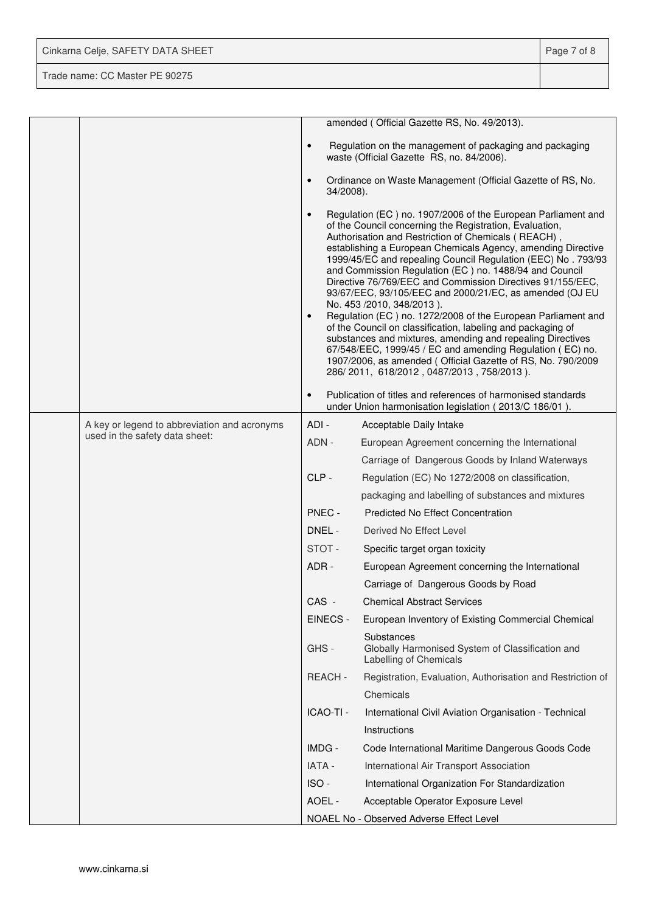| | | |
|---|---|---|
| | | amended ( Official Gazette RS, No. 49/2013).<br><br>• Regulation on the management of packaging and packaging waste (Official Gazette RS, no. 84/2006).<br><br>• Ordinance on Waste Management (Official Gazette of RS, No. 34/2008).<br><br>• Regulation (EC ) no. 1907/2006 of the European Parliament and of the Council concerning the Registration, Evaluation, Authorisation and Restriction of Chemicals ( REACH) , establishing a European Chemicals Agency, amending Directive 1999/45/EC and repealing Council Regulation (EEC) No . 793/93 and Commission Regulation (EC ) no. 1488/94 and Council Directive 76/769/EEC and Commission Directives 91/155/EEC, 93/67/EEC, 93/105/EEC and 2000/21/EC, as amended (OJ EU No. 453 /2010, 348/2013 ).<br>• Regulation (EC ) no. 1272/2008 of the European Parliament and of the Council on classification, labeling and packaging of substances and mixtures, amending and repealing Directives 67/548/EEC, 1999/45 / EC and amending Regulation ( EC) no. 1907/2006, as amended ( Official Gazette of RS, No. 790/2009 286/ 2011, 618/2012 , 0487/2013 , 758/2013 ).<br><br>• Publication of titles and references of harmonised standards under Union harmonisation legislation ( 2013/C 186/01 ). |
| | A key or legend to abbreviation and acronyms used in the safety data sheet: | ADI - Acceptable Daily Intake<br>ADN - European Agreement concerning the International Carriage of Dangerous Goods by Inland Waterways<br>CLP - Regulation (EC) No 1272/2008 on classification, packaging and labelling of substances and mixtures<br>PNEC - Predicted No Effect Concentration<br>DNEL - Derived No Effect Level<br>STOT - Specific target organ toxicity<br>ADR - European Agreement concerning the International Carriage of Dangerous Goods by Road<br>CAS - Chemical Abstract Services<br>EINECS - European Inventory of Existing Commercial Chemical Substances<br>GHS - Globally Harmonised System of Classification and Labelling of Chemicals<br>REACH - Registration, Evaluation, Authorisation and Restriction of Chemicals<br>ICAO-TI - International Civil Aviation Organisation - Technical Instructions<br>IMDG - Code International Maritime Dangerous Goods Code<br>IATA - International Air Transport Association<br>ISO - International Organization For Standardization<br>AOEL - Acceptable Operator Exposure Level<br>NOAEL No - Observed Adverse Effect Level |

www.cinkarna.si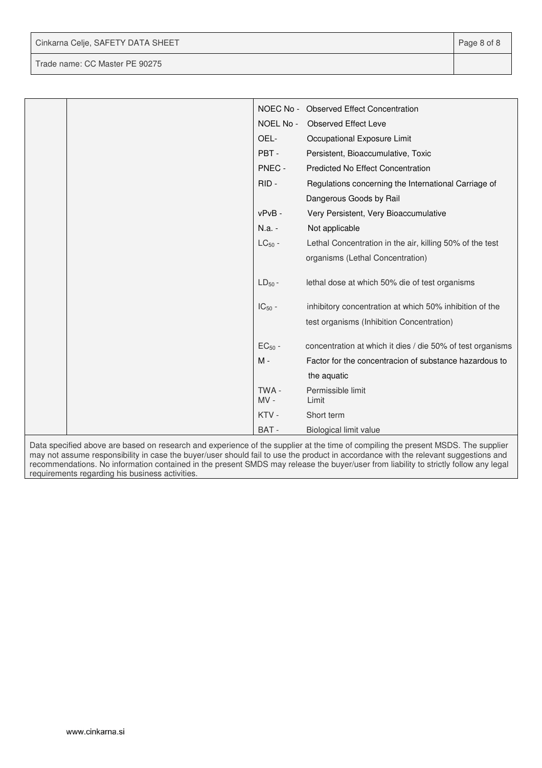| | | | |
|---|---|---|---|
| | | NOEC No - | Observed Effect Concentration |
| | | NOEL No - | Observed Effect Leve |
| | | OEL- | Occupational Exposure Limit |
| | | PBT - | Persistent, Bioaccumulative, Toxic |
| | | PNEC - | Predicted No Effect Concentration |
| | | RID - | Regulations concerning the International Carriage of Dangerous Goods by Rail |
| | | vPvB - | Very Persistent, Very Bioaccumulative |
| | | N.a. - | Not applicable |
| | | $LC_{50}$ - | Lethal Concentration in the air, killing 50% of the test organisms (Lethal Concentration) |
| | | $LD_{50}$ - | lethal dose at which 50% die of test organisms |
| | | $IC_{50}$ - | inhibitory concentration at which 50% inhibition of the test organisms (Inhibition Concentration) |
| | | $EC_{50}$ - | concentration at which it dies / die 50% of test organisms |
| | | M - | Factor for the concentracion of substance hazardous to the aquatic |
| | | TWA - | Permissible limit |
| | | MV - | Limit |
| | | KTV - | Short term |
| | | BAT - | Biological limit value |

Data specified above are based on research and experience of the supplier at the time of compiling the present MSDS. The supplier may not assume responsibility in case the buyer/user should fail to use the product in accordance with the relevant suggestions and recommendations. No information contained in the present SMDS may release the buyer/user from liability to strictly follow any legal requirements regarding his business activities.